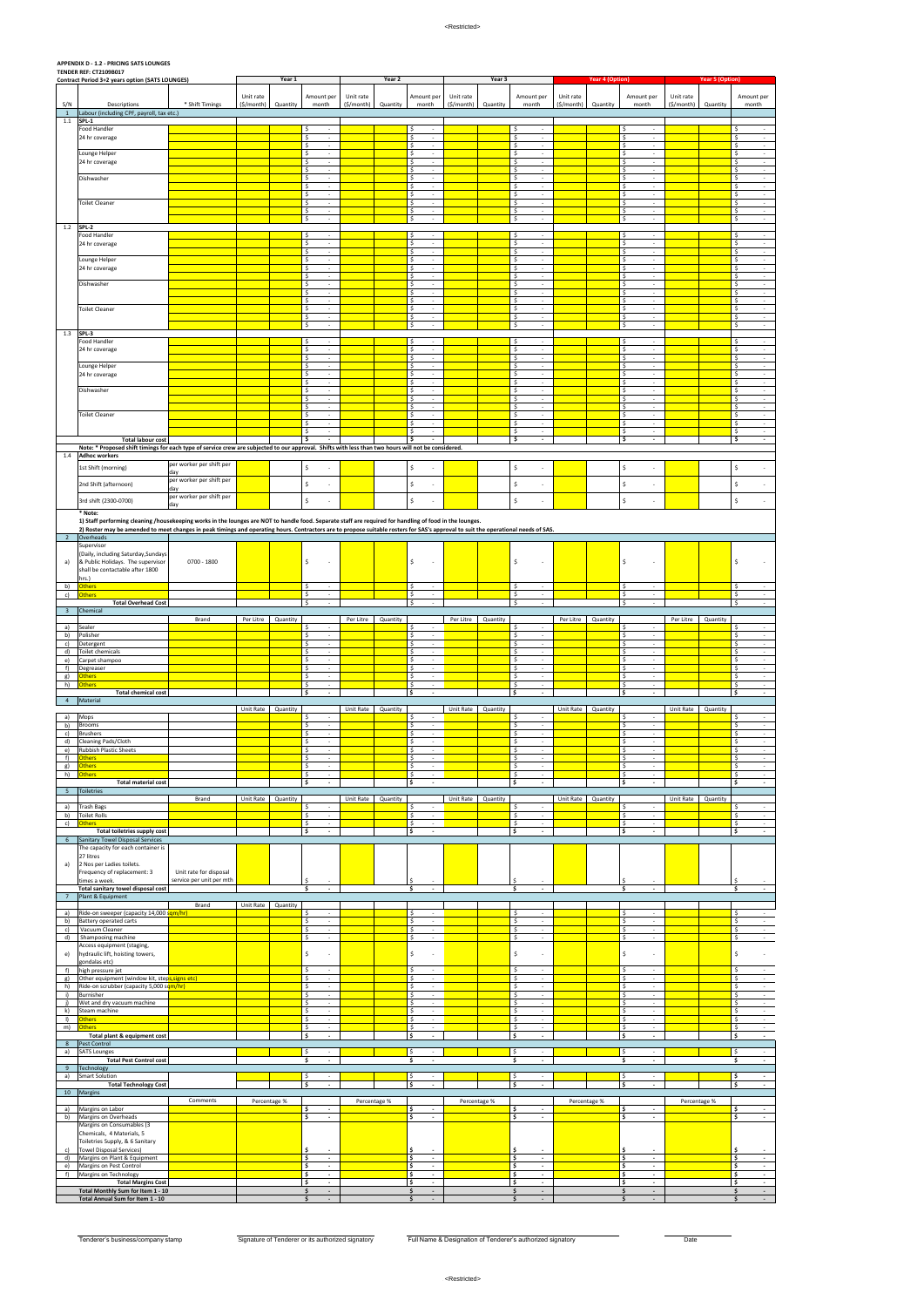**APPENDIX D - 1.2 - PRICING SATS LOUNGES**

**TENDER REF: CT2109B017**

| Contract Period 3+2 years option (SATS LOUNGES) | | | Year 1 | | | Year 2 | | | Year 3 | | | Year 4 (Option) | | | Year 5 (Option) | | |
|---|---|---|---|---|---|---|---|---|---|---|---|---|---|---|---|---|---|
| S/N | Descriptions | * Shift Timings | Unit rate ($/month) | Quantity | Amount per month | Unit rate ($/month) | Quantity | Amount per month | Unit rate ($/month) | Quantity | Amount per month | Unit rate ($/month) | Quantity | Amount per month | Unit rate ($/month) | Quantity | Amount per month |
| 1 | Labour (including CPF, payroll, tax etc.) | | | | | | | | | | | | | | | | |
| 1.1 | SPL-1 | | | | | | | | | | | | | | | | |
| | Food Handler | | | | $ - | | | $ - | | | $ - | | | $ - | | | $ - |
| | 24 hr coverage | | | | $ - | | | $ - | | | $ - | | | $ - | | | $ - |
| | | | | | $ - | | | $ - | | | $ - | | | $ - | | | $ - |
| | Lounge Helper | | | | $ - | | | $ - | | | $ - | | | $ - | | | $ - |
| | 24 hr coverage | | | | $ - | | | $ - | | | $ - | | | $ - | | | $ - |
| | | | | | $ - | | | $ - | | | $ - | | | $ - | | | $ - |
| | Dishwasher | | | | $ - | | | $ - | | | $ - | | | $ - | | | $ - |
| | | | | | $ - | | | $ - | | | $ - | | | $ - | | | $ - |
| | | | | | $ - | | | $ - | | | $ - | | | $ - | | | $ - |
| | Toilet Cleaner | | | | $ - | | | $ - | | | $ - | | | $ - | | | $ - |
| | | | | | $ - | | | $ - | | | $ - | | | $ - | | | $ - |
| | | | | | $ - | | | $ - | | | $ - | | | $ - | | | $ - |
| 1.2 | SPL-2 | | | | | | | | | | | | | | | | |
| | Food Handler | | | | $ - | | | $ - | | | $ - | | | $ - | | | $ - |
| | 24 hr coverage | | | | $ - | | | $ - | | | $ - | | | $ - | | | $ - |
| | | | | | $ - | | | $ - | | | $ - | | | $ - | | | $ - |
| | Lounge Helper | | | | $ - | | | $ - | | | $ - | | | $ - | | | $ - |
| | 24 hr coverage | | | | $ - | | | $ - | | | $ - | | | $ - | | | $ - |
| | | | | | $ - | | | $ - | | | $ - | | | $ - | | | $ - |
| | Dishwasher | | | | $ - | | | $ - | | | $ - | | | $ - | | | $ - |
| | | | | | $ - | | | $ - | | | $ - | | | $ - | | | $ - |
| | | | | | $ - | | | $ - | | | $ - | | | $ - | | | $ - |
| | Toilet Cleaner | | | | $ - | | | $ - | | | $ - | | | $ - | | | $ - |
| | | | | | $ - | | | $ - | | | $ - | | | $ - | | | $ - |
| | | | | | $ - | | | $ - | | | $ - | | | $ - | | | $ - |
| 1.3 | SPL-3 | | | | | | | | | | | | | | | | |
| | Food Handler | | | | $ - | | | $ - | | | $ - | | | $ - | | | $ - |
| | 24 hr coverage | | | | $ - | | | $ - | | | $ - | | | $ - | | | $ - |
| | | | | | $ - | | | $ - | | | $ - | | | $ - | | | $ - |
| | Lounge Helper | | | | $ - | | | $ - | | | $ - | | | $ - | | | $ - |
| | 24 hr coverage | | | | $ - | | | $ - | | | $ - | | | $ - | | | $ - |
| | | | | | $ - | | | $ - | | | $ - | | | $ - | | | $ - |
| | Dishwasher | | | | $ - | | | $ - | | | $ - | | | $ - | | | $ - |
| | | | | | $ - | | | $ - | | | $ - | | | $ - | | | $ - |
| | | | | | $ - | | | $ - | | | $ - | | | $ - | | | $ - |
| | Toilet Cleaner | | | | $ - | | | $ - | | | $ - | | | $ - | | | $ - |
| | | | | | $ - | | | $ - | | | $ - | | | $ - | | | $ - |
| | | | | | $ - | | | $ - | | | $ - | | | $ - | | | $ - |
| | **Total labour cost** | | | | **$ -** | | | **$ -** | | | **$ -** | | | **$ -** | | | **$ -** |
| | **Note: * Proposed shift timings for each type of service crew are subjected to our approval. Shifts with less than two hours will not be considered.** | | | | | | | | | | | | | | | | |
| 1.4 | **Adhoc workers** | | | | | | | | | | | | | | | | |
| | 1st Shift (morning) | per worker per shift per day | | | $ - | | | $ - | | | $ - | | | $ - | | | $ - |
| | 2nd Shift (afternoon) | per worker per shift per day | | | $ - | | | $ - | | | $ - | | | $ - | | | $ - |
| | 3rd shift (2300-0700) | per worker per shift per day | | | $ - | | | $ - | | | $ - | | | $ - | | | $ - |
| | **\* Note:** **1) Staff performing cleaning /housekeeping works in the lounges are NOT to handle food. Separate staff are required for handling of food in the lounges.** **2) Roster may be amended to meet changes in peak timings and operating hours. Contractors are to propose suitable rosters for SAS's approval to suit the operational needs of SAS.** | | | | | | | | | | | | | | | | |
| 2 | Overheads | | | | | | | | | | | | | | | | |
| a) | Supervisor (Daily, including Saturday,Sundays & Public Holidays. The supervisor shall be contactable after 1800 hrs.) | 0700 - 1800 | | | $ - | | | $ - | | | $ - | | | $ - | | | $ - |
| b) | Others | | | | $ - | | | $ - | | | $ - | | | $ - | | | $ - |
| c) | Others | | | | $ - | | | $ - | | | $ - | | | $ - | | | $ - |
| | **Total Overhead Cost** | | | | $ - | | | $ - | | | $ - | | | $ - | | | $ - |
| 3 | Chemical | | | | | | | | | | | | | | | | |
| | | Brand | Per Litre | Quantity | | Per Litre | Quantity | | Per Litre | Quantity | | Per Litre | Quantity | | Per Litre | Quantity | |
| a) | Sealer | | | | $ - | | | $ - | | | $ - | | | $ - | | | $ - |
| b) | Polisher | | | | $ - | | | $ - | | | $ - | | | $ - | | | $ - |
| c) | Detergent | | | | $ - | | | $ - | | | $ - | | | $ - | | | $ - |
| d) | Toilet chemicals | | | | $ - | | | $ - | | | $ - | | | $ - | | | $ - |
| e) | Carpet shampoo | | | | $ - | | | $ - | | | $ - | | | $ - | | | $ - |
| f) | Degreaser | | | | $ - | | | $ - | | | $ - | | | $ - | | | $ - |
| g) | Others | | | | $ - | | | $ - | | | $ - | | | $ - | | | $ - |
| h) | Others | | | | $ - | | | $ - | | | $ - | | | $ - | | | $ - |
| | **Total chemical cost** | | | | **$ -** | | | **$ -** | | | **$ -** | | | **$ -** | | | **$ -** |
| 4 | Material | | | | | | | | | | | | | | | | |
| | | | Unit Rate | Quantity | | Unit Rate | Quantity | | Unit Rate | Quantity | | Unit Rate | Quantity | | Unit Rate | Quantity | |
| a) | Mops | | | | $ - | | | $ - | | | $ - | | | $ - | | | $ - |
| b) | Brooms | | | | $ - | | | $ - | | | $ - | | | $ - | | | $ - |
| c) | Brushers | | | | $ - | | | $ - | | | $ - | | | $ - | | | $ - |
| d) | Cleaning Pads/Cloth | | | | $ - | | | $ - | | | $ - | | | $ - | | | $ - |
| e) | Rubbish Plastic Sheets | | | | $ - | | | $ - | | | $ - | | | $ - | | | $ - |
| f) | Others | | | | $ - | | | $ - | | | $ - | | | $ - | | | $ - |
| g) | Others | | | | $ - | | | $ - | | | $ - | | | $ - | | | $ - |
| h) | Others | | | | $ - | | | $ - | | | $ - | | | $ - | | | $ - |
| | **Total material cost** | | | | **$ -** | | | **$ -** | | | **$ -** | | | **$ -** | | | **$ -** |
| 5 | Toiletries | | | | | | | | | | | | | | | | |
| | | Brand | Unit Rate | Quantity | | Unit Rate | Quantity | | Unit Rate | Quantity | | Unit Rate | Quantity | | Unit Rate | Quantity | |
| a) | Trash Bags | | | | $ - | | | $ - | | | $ - | | | $ - | | | $ - |
| b) | Toilet Rolls | | | | $ - | | | $ - | | | $ - | | | $ - | | | $ - |
| c) | Others | | | | $ - | | | $ - | | | $ - | | | $ - | | | $ - |
| | **Total toiletries supply cost** | | | | **$ -** | | | **$ -** | | | **$ -** | | | **$ -** | | | **$ -** |
| 6 | Sanitary Towel Disposal Services | | | | | | | | | | | | | | | | |
| a) | The capacity for each container is 27 litres 2 Nos per Ladies toilets. Frequency of replacement: 3 times a week. | Unit rate for disposal service per unit per mth | | | $ - | | | $ - | | | $ - | | | $ - | | | $ - |
| | **Total sanitary towel disposal cost** | | | | **$ -** | | | **$ -** | | | **$ -** | | | **$ -** | | | **$ -** |
| 7 | Plant & Equipment | | | | | | | | | | | | | | | | |
| | | Brand | Unit Rate | Quantity | | | | | | | | | | | | | |
| a) | Ride-on sweeper (capacity 14,000 sqm/hr) | | | | $ - | | | $ - | | | $ - | | | $ - | | | $ - |
| b) | Battery operated carts | | | | $ - | | | $ - | | | $ - | | | $ - | | | $ - |
| c) | Vacuum Cleaner | | | | $ - | | | $ - | | | $ - | | | $ - | | | $ - |
| d) | Shampooing machine | | | | $ - | | | $ - | | | $ - | | | $ - | | | $ - |
| e) | Access equipment (staging, hydraulic lift, hoisting towers, gondalas etc) | | | | $ - | | | $ - | | | $ - | | | $ - | | | $ - |
| f) | high pressure jet | | | | $ - | | | $ - | | | $ - | | | $ - | | | $ - |
| g) | Other equipment (window kit, steps,signs etc) | | | | $ - | | | $ - | | | $ - | | | $ - | | | $ - |
| h) | Ride-on scrubber (capacity 5,000 sqm/hr) | | | | $ - | | | $ - | | | $ - | | | $ - | | | $ - |
| i) | Burnisher | | | | $ - | | | $ - | | | $ - | | | $ - | | | $ - |
| j) | Wet and dry vacuum machine | | | | $ - | | | $ - | | | $ - | | | $ - | | | $ - |
| k) | Steam machine | | | | $ - | | | $ - | | | $ - | | | $ - | | | $ - |
| l) | Others | | | | $ - | | | $ - | | | $ - | | | $ - | | | $ - |
| m) | Others | | | | $ - | | | $ - | | | $ - | | | $ - | | | $ - |
| | **Total plant & equipment cost** | | | | **$ -** | | | **$ -** | | | **$ -** | | | **$ -** | | | **$ -** |
| 8 | Pest Control | | | | | | | | | | | | | | | | |
| a) | SATS Lounges | | | | $ - | | | $ - | | | $ - | | | $ - | | | $ - |
| | **Total Pest Control cost** | | | | **$ -** | | | **$ -** | | | **$ -** | | | **$ -** | | | **$ -** |
| 9 | Technology | | | | | | | | | | | | | | | | |
| a) | Smart Solution | | | | $ - | | | $ - | | | $ - | | | $ - | | | $ - |
| | **Total Technology Cost** | | | | **$ -** | | | **$ -** | | | **$ -** | | | **$ -** | | | **$ -** |
| 10 | Margins | | | | | | | | | | | | | | | | |
| | | Comments | Percentage % | | | Percentage % | | | Percentage % | | | Percentage % | | | Percentage % | | |
| a) | Margins on Labor | | | | **$ -** | | | **$ -** | | | **$ -** | | | **$ -** | | | **$ -** |
| b) | Margins on Overheads | | | | **$ -** | | | **$ -** | | | **$ -** | | | **$ -** | | | **$ -** |
| c) | Margins on Consumables (3 Chemicals, 4 Materials, 5 Toiletries Supply, & 6 Sanitary Towel Disposal Services) | | | | **$ -** | | | **$ -** | | | **$ -** | | | **$ -** | | | **$ -** |
| d) | Margins on Plant & Equipment | | | | **$ -** | | | **$ -** | | | **$ -** | | | **$ -** | | | **$ -** |
| e) | Margins on Pest Control | | | | **$ -** | | | **$ -** | | | **$ -** | | | **$ -** | | | **$ -** |
| f) | Margins on Technology | | | | **$ -** | | | **$ -** | | | **$ -** | | | **$ -** | | | **$ -** |
| | **Total Margins Cost** | | | | **$ -** | | | **$ -** | | | **$ -** | | | **$ -** | | | **$ -** |
| | **Total Monthly Sum for Item 1 - 10** | | | | **$ -** | | | **$ -** | | | **$ -** | | | **$ -** | | | **$ -** |
| | **Total Annual Sum for Item 1 - 10** | | | | **$ -** | | | **$ -** | | | **$ -** | | | **$ -** | | | **$ -** |

Tenderer's business/company stamp &nbsp;&nbsp;&nbsp; Signature of Tenderer or its authorized signatory &nbsp;&nbsp;&nbsp; Full Name & Designation of Tenderer's authorized signatory &nbsp;&nbsp;&nbsp; Date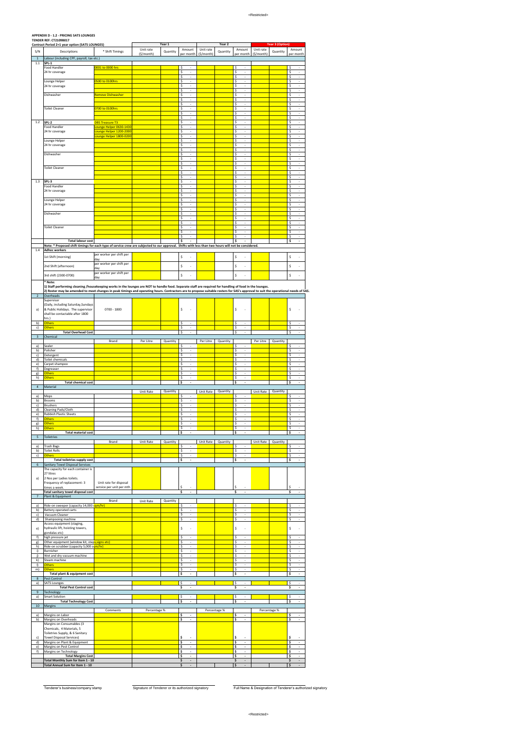**APPENDIX D - 1.2 - PRICING SATS LOUNGES**
**TENDER REF: CT21098017**

| Contract Period 2+1 year option (SATS LOUNGES) | | | Year 1 | | | Year 2 | | | Year 3 (Option) | | |
|---|---|---|---|---|---|---|---|---|---|---|---|
| S/N | Descriptions | * Shift Timings | Unit rate ($/month) | Quantity | Amount per month | Unit rate ($/month) | Quantity | Amount per month | Unit rate ($/month) | Quantity | Amount per month |
| 1 | Labour (including CPF, payroll, tax etc.) | | | | | | | | | | |
| 1.1 | SPL-1 | | | | | | | | | | |
| | Food Handler | 0001 to 0000 hrs | | | $ - | | | $ - | | | $ - |
| | 24 hr coverage | | | | $ - | | | $ - | | | $ - |
| | | | | | $ - | | | $ - | | | $ - |
| | Lounge Helper | 0500 to 0100hrs | | | $ - | | | $ - | | | $ - |
| | 24 hr coverage | | | | $ - | | | $ - | | | $ - |
| | | | | | $ - | | | $ - | | | $ - |
| | Dishwasher | Remove Dishwasher | | | $ - | | | $ - | | | $ - |
| | | | | | $ - | | | $ - | | | $ - |
| | | | | | $ - | | | $ - | | | $ - |
| | Toilet Cleaner | 0700 to 0100hrs | | | $ - | | | $ - | | | $ - |
| | | | | | $ - | | | $ - | | | $ - |
| | | | | | $ - | | | $ - | | | $ - |
| 1.2 | SPL-2 | DBS Treasure T3 | | | $ - | | | $ - | | | $ - |
| | Food Handler | Lounge Helper 0630-1430 | | | $ - | | | $ - | | | $ - |
| | 24 hr coverage | Lounge Helper 1200-2000 | | | $ - | | | $ - | | | $ - |
| | | Lounge Helper 1800-0200 | | | $ - | | | $ - | | | $ - |
| | Lounge Helper | | | | $ - | | | $ - | | | $ - |
| | 24 hr coverage | | | | $ - | | | $ - | | | $ - |
| | | | | | $ - | | | $ - | | | $ - |
| | Dishwasher | | | | $ - | | | $ - | | | $ - |
| | | | | | $ - | | | $ - | | | $ - |
| | | | | | $ - | | | $ - | | | $ - |
| | Toilet Cleaner | | | | $ - | | | $ - | | | $ - |
| | | | | | $ - | | | $ - | | | $ - |
| | | | | | $ - | | | $ - | | | $ - |
| 1.3 | SPL-3 | | | | $ - | | | $ - | | | $ - |
| | Food Handler | | | | $ - | | | $ - | | | $ - |
| | 24 hr coverage | | | | $ - | | | $ - | | | $ - |
| | | | | | $ - | | | $ - | | | $ - |
| | Lounge Helper | | | | $ - | | | $ - | | | $ - |
| | 24 hr coverage | | | | $ - | | | $ - | | | $ - |
| | | | | | $ - | | | $ - | | | $ - |
| | Dishwasher | | | | $ - | | | $ - | | | $ - |
| | | | | | $ - | | | $ - | | | $ - |
| | | | | | $ - | | | $ - | | | $ - |
| | Toilet Cleaner | | | | $ - | | | $ - | | | $ - |
| | | | | | $ - | | | $ - | | | $ - |
| | | | | | $ - | | | $ - | | | $ - |
| | **Total labour cost** | | | | **$ -** | | | **$ -** | | | **$ -** |
| | **Note: * Proposed shift timings for each type of service crew are subjected to our approval. Shifts with less than two hours will not be considered.** | | | | | | | | | | |
| 1.4 | **Adhoc workers** | | | | | | | | | | |
| | 1st Shift (morning) | per worker per shift per day | | | $ - | | | $ - | | | $ - |
| | 2nd Shift (afternoon) | per worker per shift per day | | | $ - | | | $ - | | | $ - |
| | 3rd shift (2300-0700) | per worker per shift per day | | | $ - | | | $ - | | | $ - |
| | **\* Note:** **1) Staff performing cleaning /housekeeping works in the lounges are NOT to handle food. Separate staff are required for handling of food in the lounges.** **2) Roster may be amended to meet changes in peak timings and operating hours. Contractors are to propose suitable rosters for SAS's approval to suit the operational needs of SAS.** | | | | | | | | | | |
| 2 | Overheads | | | | | | | | | | |
| a) | Supervisor (Daily, including Saturday,Sundays & Public Holidays. The supervisor shall be contactable after 1800 hrs.) | 0700 - 1800 | | | $ - | | | $ - | | | $ - |
| b) | Others | | | | $ - | | | $ - | | | $ - |
| c) | Others | | | | $ - | | | $ - | | | $ - |
| | **Total Overhead Cost** | | | | $ - | | | $ - | | | $ - |
| 3 | Chemical | | | | | | | | | | |
| | | Brand | Per Litre | Quantity | | Per Litre | Quantity | | Per Litre | Quantity | |
| a) | Sealer | | | | $ - | | | $ - | | | $ - |
| b) | Polisher | | | | $ - | | | $ - | | | $ - |
| c) | Detergent | | | | $ - | | | $ - | | | $ - |
| d) | Toilet chemicals | | | | $ - | | | $ - | | | $ - |
| e) | Carpet shampoo | | | | $ - | | | $ - | | | $ - |
| f) | Degreaser | | | | $ - | | | $ - | | | $ - |
| g) | Others | | | | $ - | | | $ - | | | $ - |
| h) | Others | | | | $ - | | | $ - | | | $ - |
| | **Total chemical cost** | | | | **$ -** | | | **$ -** | | | **$ -** |
| 4 | Material | | | | | | | | | | |
| | | | Unit Rate | Quantity | | Unit Rate | Quantity | | Unit Rate | Quantity | |
| a) | Mops | | | | $ - | | | $ - | | | $ - |
| b) | Brooms | | | | $ - | | | $ - | | | $ - |
| c) | Brushers | | | | $ - | | | $ - | | | $ - |
| d) | Cleaning Pads/Cloth | | | | $ - | | | $ - | | | $ - |
| e) | Rubbish Plastic Sheets | | | | $ - | | | $ - | | | $ - |
| f) | Others | | | | $ - | | | $ - | | | $ - |
| g) | Others | | | | $ - | | | $ - | | | $ - |
| h) | Others | | | | $ - | | | $ - | | | $ - |
| | **Total material cost** | | | | **$ -** | | | **$ -** | | | **$ -** |
| 5 | Toiletries | | | | | | | | | | |
| | | Brand | Unit Rate | Quantity | | Unit Rate | Quantity | | Unit Rate | Quantity | |
| a) | Trash Bags | | | | $ - | | | $ - | | | $ - |
| b) | Toilet Rolls | | | | $ - | | | $ - | | | $ - |
| c) | Others | | | | $ - | | | $ - | | | $ - |
| | **Total toiletries supply cost** | | | | **$ -** | | | **$ -** | | | **$ -** |
| 6 | Sanitary Towel Disposal Services | | | | | | | | | | |
| a) | The capacity for each container is 27 litres 2 Nos per Ladies toilets. Frequency of replacement: 3 times a week. | Unit rate for disposal service per unit per mth | | | $ - | | | $ - | | | $ - |
| | **Total sanitary towel disposal cost** | | | | **$ -** | | | **$ -** | | | **$ -** |
| 7 | Plant & Equipment | | | | | | | | | | |
| | | Brand | Unit Rate | Quantity | | | | | | | |
| a) | Ride-on sweeper (capacity 14,000 sqm/hr) | | | | $ - | | | $ - | | | $ - |
| b) | Battery operated carts | | | | $ - | | | $ - | | | $ - |
| c) | Vacuum Cleaner | | | | $ - | | | $ - | | | $ - |
| d) | Shampooing machine | | | | $ - | | | $ - | | | $ - |
| e) | Access equipment (staging, hydraulic lift, hoisting towers, gondalas etc) | | | | $ - | | | $ - | | | $ - |
| f) | high pressure jet | | | | $ - | | | $ - | | | $ - |
| g) | Other equipment (window kit, steps,signs etc) | | | | $ - | | | $ - | | | $ - |
| h) | Ride-on scrubber (capacity 5,000 sqm/hr) | | | | $ - | | | $ - | | | $ - |
| i) | Burnisher | | | | $ - | | | $ - | | | $ - |
| j) | Wet and dry vacuum machine | | | | $ - | | | $ - | | | $ - |
| k) | Steam machine | | | | $ - | | | $ - | | | $ - |
| l) | Others | | | | $ - | | | $ - | | | $ - |
| m) | Others | | | | $ - | | | $ - | | | $ - |
| | **Total plant & equipment cost** | | | | **$ -** | | | **$ -** | | | **$ -** |
| 8 | Pest Control | | | | | | | | | | |
| a) | SATS Lounges | | | | $ - | | | $ - | | | $ - |
| | **Total Pest Control cost** | | | | **$ -** | | | **$ -** | | | **$ -** |
| 9 | Technology | | | | | | | | | | |
| a) | Smart Solution | | | | $ - | | | $ - | | | $ - |
| | **Total Technology Cost** | | | | **$ -** | | | **$ -** | | | **$ -** |
| 10 | Margins | | | | | | | | | | |
| | | Comments | Percentage % | | | Percentage % | | | Percentage % | | |
| a) | Margins on Labor | | | | **$ -** | | | **$ -** | | | **$ -** |
| b) | Margins on Overheads | | | | **$ -** | | | **$ -** | | | **$ -** |
| c) | Margins on Consumables (3 Chemicals, 4 Materials, 5 Toiletries Supply, & 6 Sanitary Towel Disposal Services) | | | | **$ -** | | | **$ -** | | | **$ -** |
| d) | Margins on Plant & Equipment | | | | **$ -** | | | **$ -** | | | **$ -** |
| e) | Margins on Pest Control | | | | **$ -** | | | **$ -** | | | **$ -** |
| f) | Margins on Technology | | | | **$ -** | | | **$ -** | | | **$ -** |
| | **Total Margins Cost** | | | | **$ -** | | | **$ -** | | | **$ -** |
| | **Total Monthly Sum for Item 1 - 10** | | | | **$ -** | | | **$ -** | | | **$ -** |
| | **Total Annual Sum for Item 1 - 10** | | | | **$ -** | | | **$ -** | | | **$ -** |

Tenderer's business/company stamp

Signature of Tenderer or its authorized signatory

Full Name & Designation of Tenderer's authorized signatory